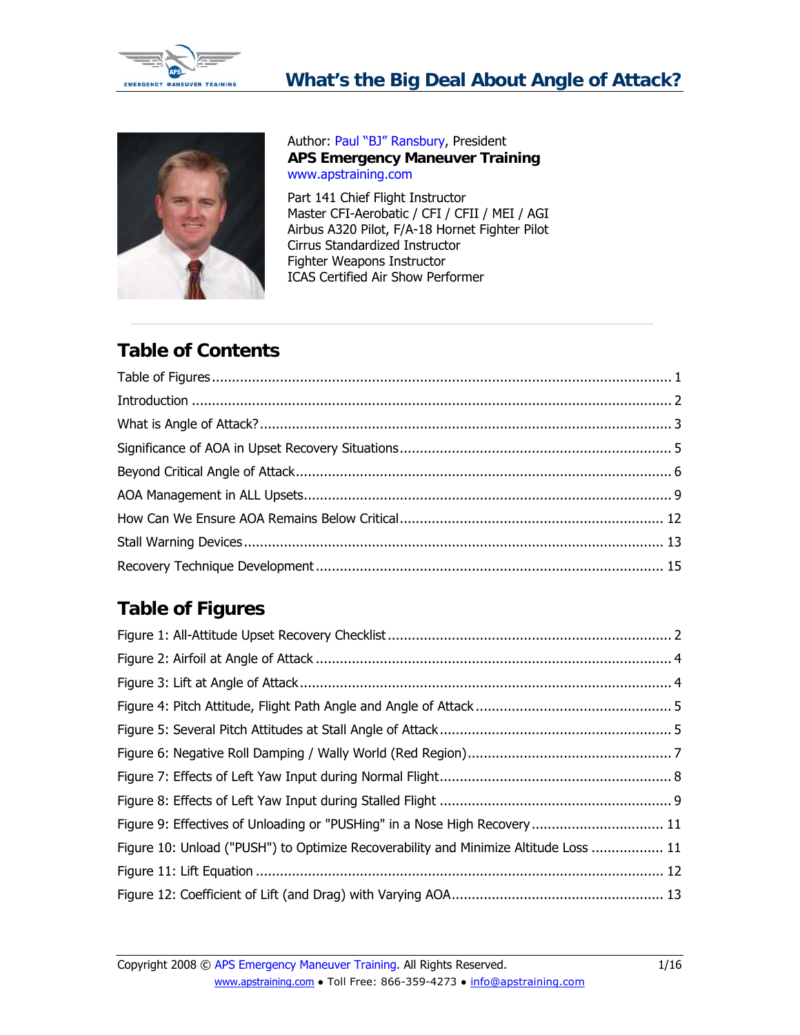# What's the Big Deal About Angle of Attack?

Author: Paul "BJ" Ransbury, President
**APS Emergency Maneuver Training**
www.apstraining.com

Part 141 Chief Flight Instructor
Master CFI-Aerobatic / CFI / CFII / MEI / AGI
Airbus A320 Pilot, F/A-18 Hornet Fighter Pilot
Cirrus Standardized Instructor
Fighter Weapons Instructor
ICAS Certified Air Show Performer

## Table of Contents

Table of Figures ........ 1
Introduction ........ 2
What is Angle of Attack? ........ 3
Significance of AOA in Upset Recovery Situations ........ 5
Beyond Critical Angle of Attack ........ 6
AOA Management in ALL Upsets ........ 9
How Can We Ensure AOA Remains Below Critical ........ 12
Stall Warning Devices ........ 13
Recovery Technique Development ........ 15

## Table of Figures

Figure 1: All-Attitude Upset Recovery Checklist ........ 2
Figure 2: Airfoil at Angle of Attack ........ 4
Figure 3: Lift at Angle of Attack ........ 4
Figure 4: Pitch Attitude, Flight Path Angle and Angle of Attack ........ 5
Figure 5: Several Pitch Attitudes at Stall Angle of Attack ........ 5
Figure 6: Negative Roll Damping / Wally World (Red Region) ........ 7
Figure 7: Effects of Left Yaw Input during Normal Flight ........ 8
Figure 8: Effects of Left Yaw Input during Stalled Flight ........ 9
Figure 9: Effectives of Unloading or "PUSHing" in a Nose High Recovery ........ 11
Figure 10: Unload ("PUSH") to Optimize Recoverability and Minimize Altitude Loss ........ 11
Figure 11: Lift Equation ........ 12
Figure 12: Coefficient of Lift (and Drag) with Varying AOA ........ 13

Copyright 2008 © APS Emergency Maneuver Training. All Rights Reserved.
www.apstraining.com • Toll Free: 866-359-4273 • info@apstraining.com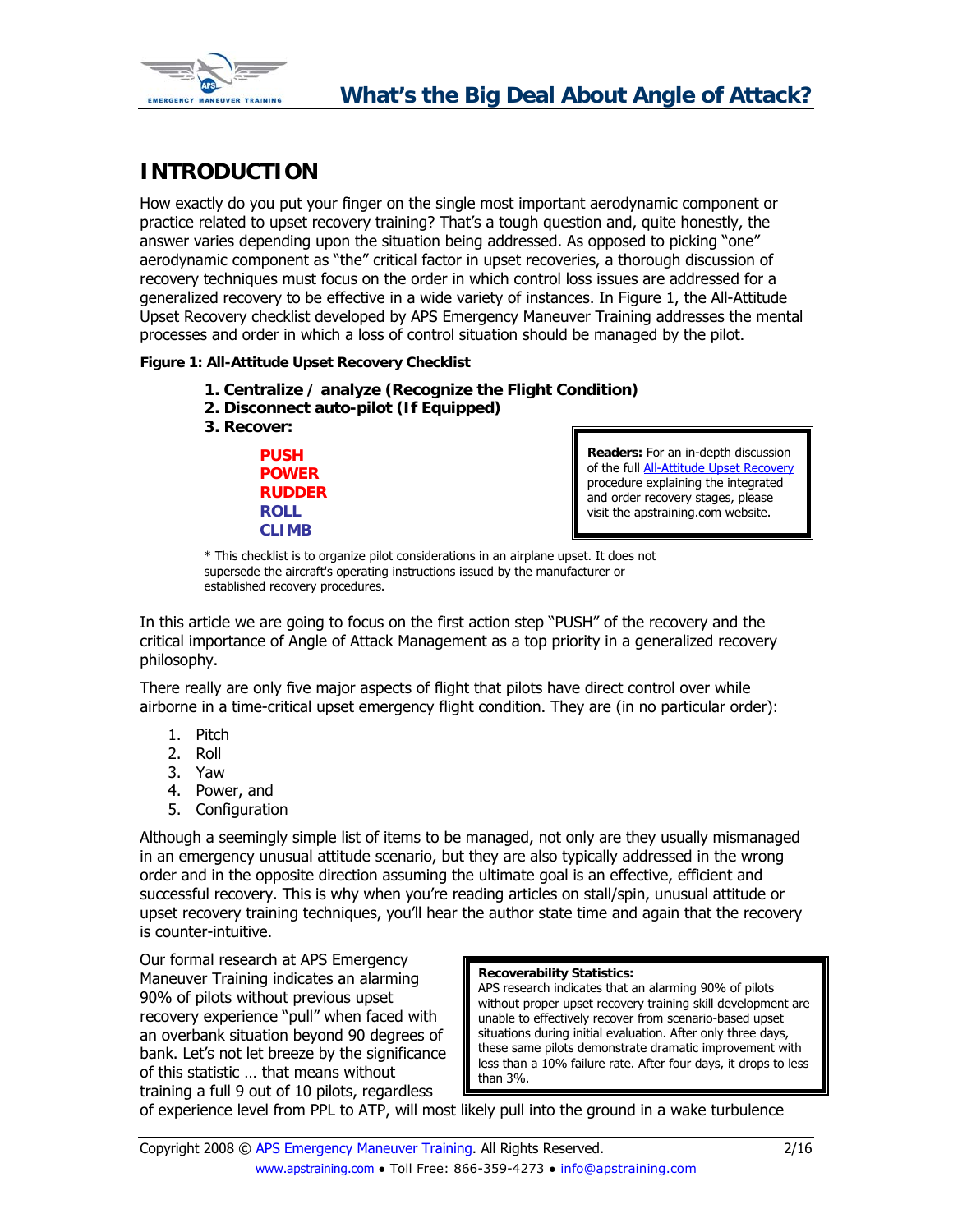# INTRODUCTION

How exactly do you put your finger on the single most important aerodynamic component or practice related to upset recovery training? That's a tough question and, quite honestly, the answer varies depending upon the situation being addressed. As opposed to picking "one" aerodynamic component as "the" critical factor in upset recoveries, a thorough discussion of recovery techniques must focus on the order in which control loss issues are addressed for a generalized recovery to be effective in a wide variety of instances. In Figure 1, the All-Attitude Upset Recovery checklist developed by APS Emergency Maneuver Training addresses the mental processes and order in which a loss of control situation should be managed by the pilot.

**Figure 1: All-Attitude Upset Recovery Checklist**

**1. Centralize / analyze (Recognize the Flight Condition)**
**2. Disconnect auto-pilot (If Equipped)**
**3. Recover:**

- **PUSH**
- **POWER**
- **RUDDER**
- **ROLL**
- **CLIMB**

> **Readers:** For an in-depth discussion of the full All-Attitude Upset Recovery procedure explaining the integrated and order recovery stages, please visit the apstraining.com website.

* This checklist is to organize pilot considerations in an airplane upset. It does not supersede the aircraft's operating instructions issued by the manufacturer or established recovery procedures.

In this article we are going to focus on the first action step "PUSH" of the recovery and the critical importance of Angle of Attack Management as a top priority in a generalized recovery philosophy.

There really are only five major aspects of flight that pilots have direct control over while airborne in a time-critical upset emergency flight condition. They are (in no particular order):

1. Pitch
2. Roll
3. Yaw
4. Power, and
5. Configuration

Although a seemingly simple list of items to be managed, not only are they usually mismanaged in an emergency unusual attitude scenario, but they are also typically addressed in the wrong order and in the opposite direction assuming the ultimate goal is an effective, efficient and successful recovery. This is why when you're reading articles on stall/spin, unusual attitude or upset recovery training techniques, you'll hear the author state time and again that the recovery is counter-intuitive.

> **Recoverability Statistics:**
> APS research indicates that an alarming 90% of pilots without proper upset recovery training skill development are unable to effectively recover from scenario-based upset situations during initial evaluation. After only three days, these same pilots demonstrate dramatic improvement with less than a 10% failure rate. After four days, it drops to less than 3%.

Our formal research at APS Emergency Maneuver Training indicates an alarming 90% of pilots without previous upset recovery experience "pull" when faced with an overbank situation beyond 90 degrees of bank. Let's not let breeze by the significance of this statistic … that means without training a full 9 out of 10 pilots, regardless of experience level from PPL to ATP, will most likely pull into the ground in a wake turbulence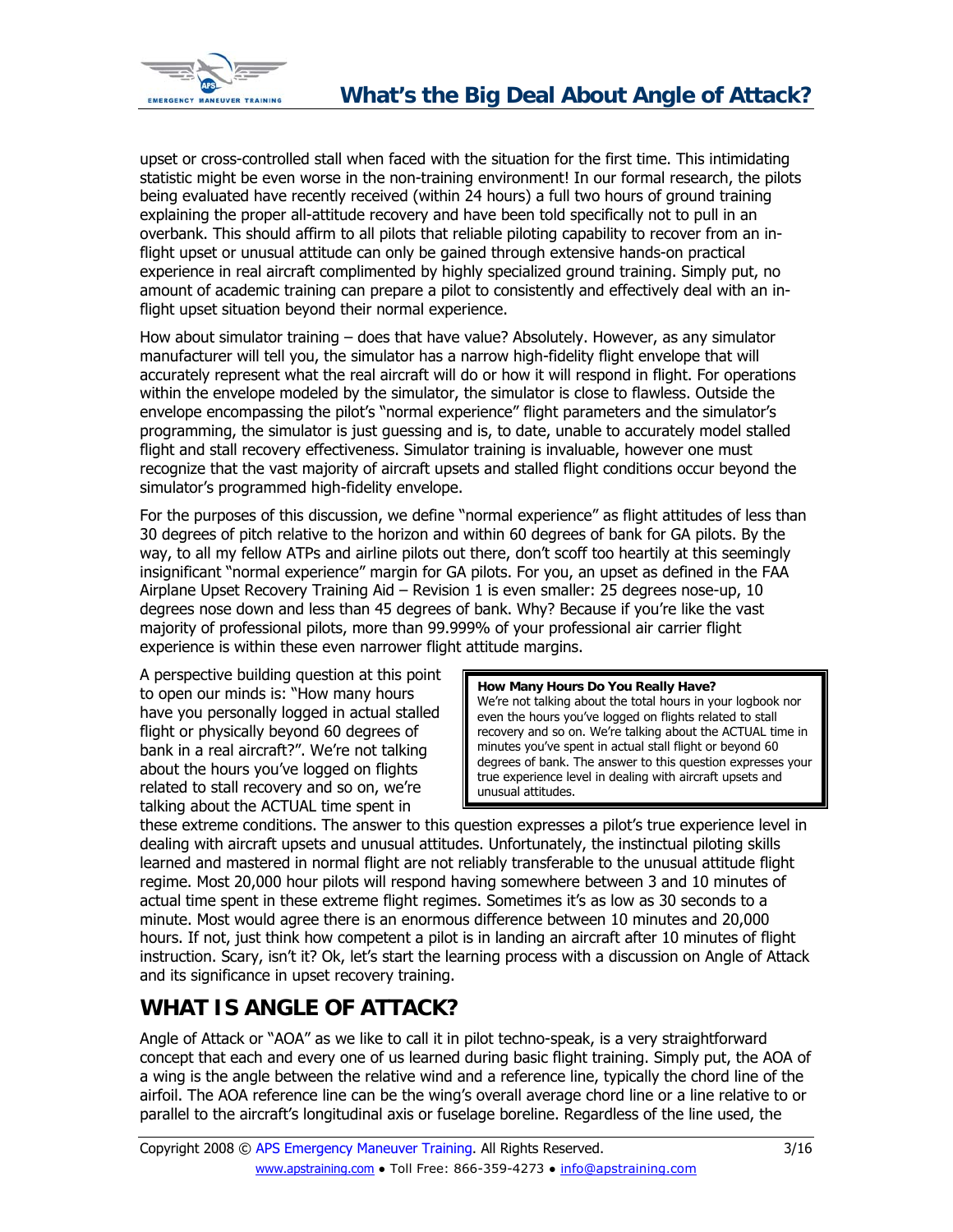upset or cross-controlled stall when faced with the situation for the first time. This intimidating statistic might be even worse in the non-training environment! In our formal research, the pilots being evaluated have recently received (within 24 hours) a full two hours of ground training explaining the proper all-attitude recovery and have been told specifically not to pull in an overbank. This should affirm to all pilots that reliable piloting capability to recover from an in-flight upset or unusual attitude can only be gained through extensive hands-on practical experience in real aircraft complimented by highly specialized ground training. Simply put, no amount of academic training can prepare a pilot to consistently and effectively deal with an in-flight upset situation beyond their normal experience.

How about simulator training – does that have value? Absolutely. However, as any simulator manufacturer will tell you, the simulator has a narrow high-fidelity flight envelope that will accurately represent what the real aircraft will do or how it will respond in flight. For operations within the envelope modeled by the simulator, the simulator is close to flawless. Outside the envelope encompassing the pilot's "normal experience" flight parameters and the simulator's programming, the simulator is just guessing and is, to date, unable to accurately model stalled flight and stall recovery effectiveness. Simulator training is invaluable, however one must recognize that the vast majority of aircraft upsets and stalled flight conditions occur beyond the simulator's programmed high-fidelity envelope.

For the purposes of this discussion, we define "normal experience" as flight attitudes of less than 30 degrees of pitch relative to the horizon and within 60 degrees of bank for GA pilots. By the way, to all my fellow ATPs and airline pilots out there, don't scoff too heartily at this seemingly insignificant "normal experience" margin for GA pilots. For you, an upset as defined in the FAA Airplane Upset Recovery Training Aid – Revision 1 is even smaller: 25 degrees nose-up, 10 degrees nose down and less than 45 degrees of bank. Why? Because if you're like the vast majority of professional pilots, more than 99.999% of your professional air carrier flight experience is within these even narrower flight attitude margins.

> **How Many Hours Do You Really Have?**
> We're not talking about the total hours in your logbook nor even the hours you've logged on flights related to stall recovery and so on. We're talking about the ACTUAL time in minutes you've spent in actual stall flight or beyond 60 degrees of bank. The answer to this question expresses your true experience level in dealing with aircraft upsets and unusual attitudes.

A perspective building question at this point to open our minds is: "How many hours have you personally logged in actual stalled flight or physically beyond 60 degrees of bank in a real aircraft?". We're not talking about the hours you've logged on flights related to stall recovery and so on, we're talking about the ACTUAL time spent in these extreme conditions. The answer to this question expresses a pilot's true experience level in dealing with aircraft upsets and unusual attitudes. Unfortunately, the instinctual piloting skills learned and mastered in normal flight are not reliably transferable to the unusual attitude flight regime. Most 20,000 hour pilots will respond having somewhere between 3 and 10 minutes of actual time spent in these extreme flight regimes. Sometimes it's as low as 30 seconds to a minute. Most would agree there is an enormous difference between 10 minutes and 20,000 hours. If not, just think how competent a pilot is in landing an aircraft after 10 minutes of flight instruction. Scary, isn't it? Ok, let's start the learning process with a discussion on Angle of Attack and its significance in upset recovery training.

## WHAT IS ANGLE OF ATTACK?

Angle of Attack or "AOA" as we like to call it in pilot techno-speak, is a very straightforward concept that each and every one of us learned during basic flight training. Simply put, the AOA of a wing is the angle between the relative wind and a reference line, typically the chord line of the airfoil. The AOA reference line can be the wing's overall average chord line or a line relative to or parallel to the aircraft's longitudinal axis or fuselage boreline. Regardless of the line used, the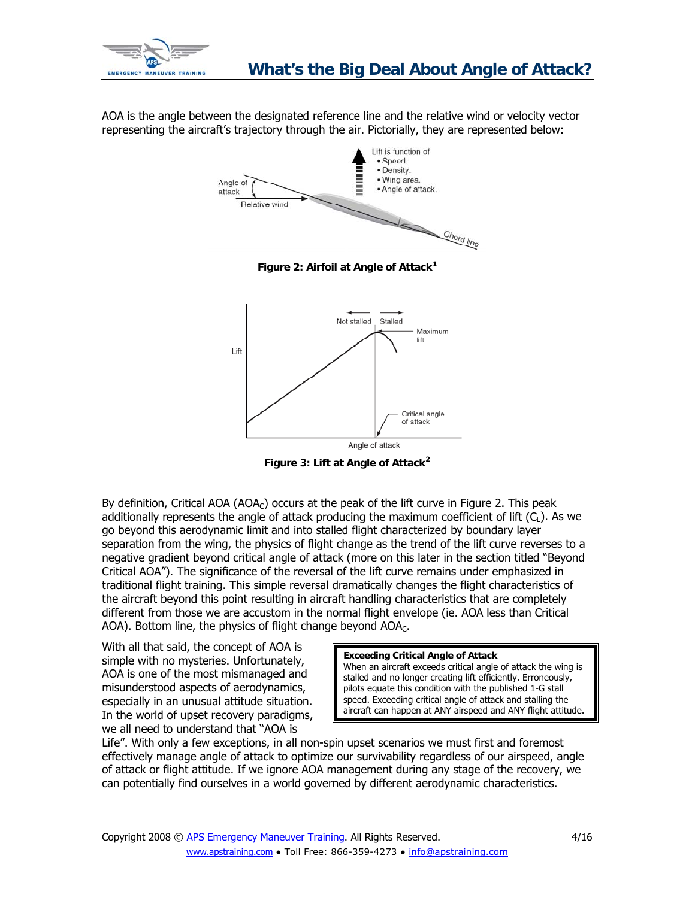AOA is the angle between the designated reference line and the relative wind or velocity vector representing the aircraft's trajectory through the air. Pictorially, they are represented below:

**Figure 2: Airfoil at Angle of Attack**[1]

**Figure 3: Lift at Angle of Attack**[2]

By definition, Critical AOA ($AOA_C$) occurs at the peak of the lift curve in Figure 2. This peak additionally represents the angle of attack producing the maximum coefficient of lift ($C_L$). As we go beyond this aerodynamic limit and into stalled flight characterized by boundary layer separation from the wing, the physics of flight change as the trend of the lift curve reverses to a negative gradient beyond critical angle of attack (more on this later in the section titled "Beyond Critical AOA"). The significance of the reversal of the lift curve remains under emphasized in traditional flight training. This simple reversal dramatically changes the flight characteristics of the aircraft beyond this point resulting in aircraft handling characteristics that are completely different from those we are accustom in the normal flight envelope (ie. AOA less than Critical AOA). Bottom line, the physics of flight change beyond $AOA_C$.

> **Exceeding Critical Angle of Attack**
> When an aircraft exceeds critical angle of attack the wing is stalled and no longer creating lift efficiently. Erroneously, pilots equate this condition with the published 1-G stall speed. Exceeding critical angle of attack and stalling the aircraft can happen at ANY airspeed and ANY flight attitude.

With all that said, the concept of AOA is simple with no mysteries. Unfortunately, AOA is one of the most mismanaged and misunderstood aspects of aerodynamics, especially in an unusual attitude situation. In the world of upset recovery paradigms, we all need to understand that "AOA is Life". With only a few exceptions, in all non-spin upset scenarios we must first and foremost effectively manage angle of attack to optimize our survivability regardless of our airspeed, angle of attack or flight attitude. If we ignore AOA management during any stage of the recovery, we can potentially find ourselves in a world governed by different aerodynamic characteristics.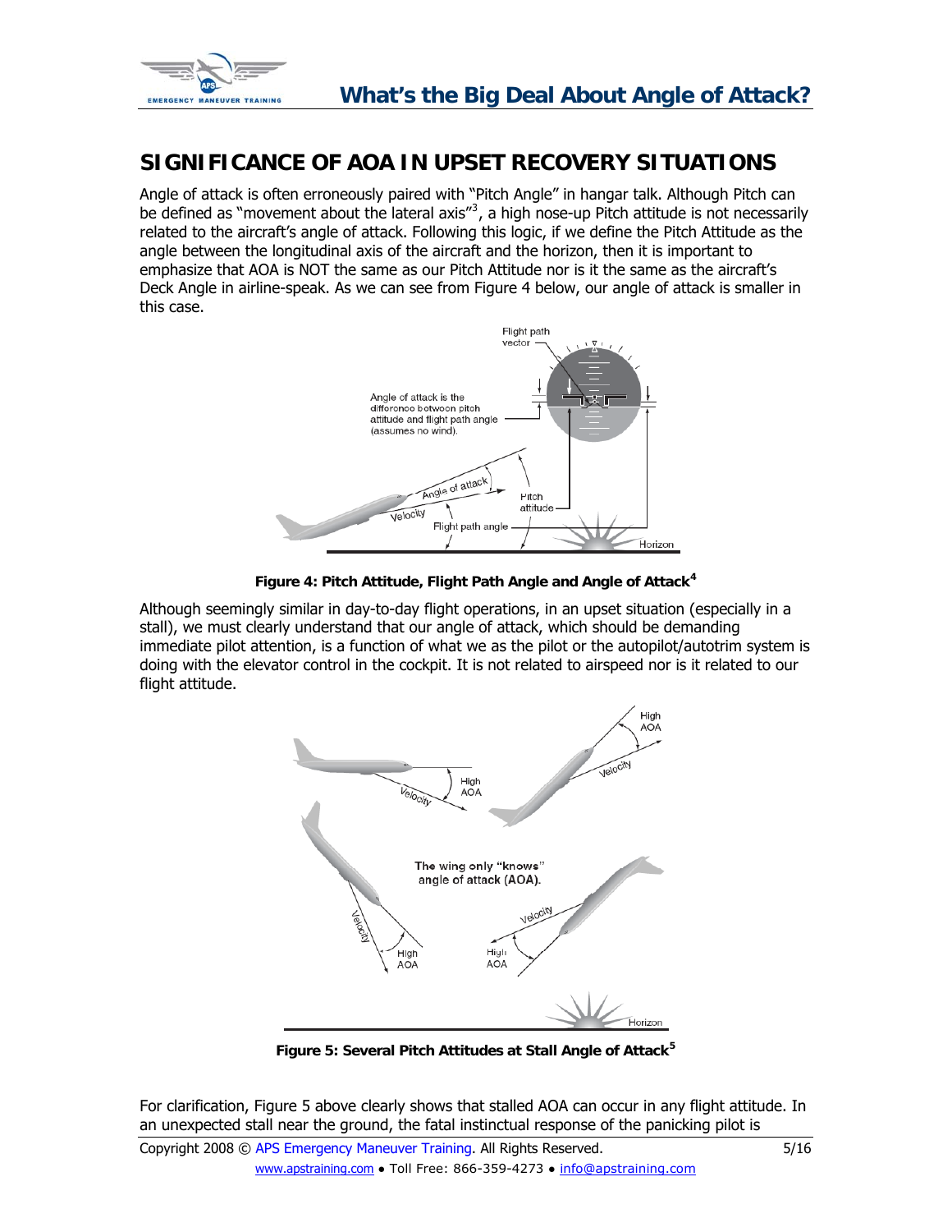## SIGNIFICANCE OF AOA IN UPSET RECOVERY SITUATIONS

Angle of attack is often erroneously paired with "Pitch Angle" in hangar talk. Although Pitch can be defined as "movement about the lateral axis"[3], a high nose-up Pitch attitude is not necessarily related to the aircraft's angle of attack. Following this logic, if we define the Pitch Attitude as the angle between the longitudinal axis of the aircraft and the horizon, then it is important to emphasize that AOA is NOT the same as our Pitch Attitude nor is it the same as the aircraft's Deck Angle in airline-speak. As we can see from Figure 4 below, our angle of attack is smaller in this case.

**Figure 4: Pitch Attitude, Flight Path Angle and Angle of Attack[4]**

Although seemingly similar in day-to-day flight operations, in an upset situation (especially in a stall), we must clearly understand that our angle of attack, which should be demanding immediate pilot attention, is a function of what we as the pilot or the autopilot/autotrim system is doing with the elevator control in the cockpit. It is not related to airspeed nor is it related to our flight attitude.

**Figure 5: Several Pitch Attitudes at Stall Angle of Attack[5]**

For clarification, Figure 5 above clearly shows that stalled AOA can occur in any flight attitude. In an unexpected stall near the ground, the fatal instinctual response of the panicking pilot is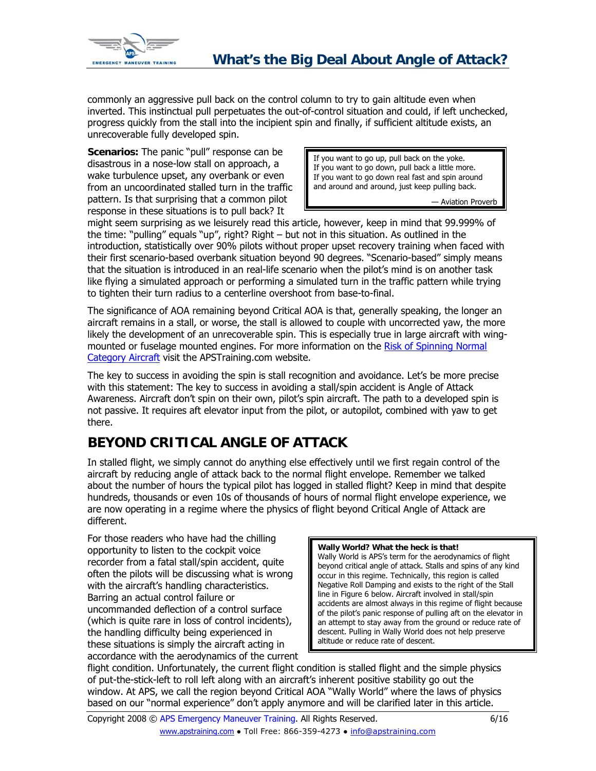commonly an aggressive pull back on the control column to try to gain altitude even when inverted. This instinctual pull perpetuates the out-of-control situation and could, if left unchecked, progress quickly from the stall into the incipient spin and finally, if sufficient altitude exists, an unrecoverable fully developed spin.

> If you want to go up, pull back on the yoke.
> If you want to go down, pull back a little more.
> If you want to go down real fast and spin around and around and around, just keep pulling back.
>
> — Aviation Proverb

**Scenarios:** The panic "pull" response can be disastrous in a nose-low stall on approach, a wake turbulence upset, any overbank or even from an uncoordinated stalled turn in the traffic pattern. Is that surprising that a common pilot response in these situations is to pull back? It might seem surprising as we leisurely read this article, however, keep in mind that 99.999% of the time: "pulling" equals "up", right? Right – but not in this situation. As outlined in the introduction, statistically over 90% pilots without proper upset recovery training when faced with their first scenario-based overbank situation beyond 90 degrees. "Scenario-based" simply means that the situation is introduced in an real-life scenario when the pilot's mind is on another task like flying a simulated approach or performing a simulated turn in the traffic pattern while trying to tighten their turn radius to a centerline overshoot from base-to-final.

The significance of AOA remaining beyond Critical AOA is that, generally speaking, the longer an aircraft remains in a stall, or worse, the stall is allowed to couple with uncorrected yaw, the more likely the development of an unrecoverable spin. This is especially true in large aircraft with wing-mounted or fuselage mounted engines. For more information on the Risk of Spinning Normal Category Aircraft visit the APSTraining.com website.

The key to success in avoiding the spin is stall recognition and avoidance. Let's be more precise with this statement: The key to success in avoiding a stall/spin accident is Angle of Attack Awareness. Aircraft don't spin on their own, pilot's spin aircraft. The path to a developed spin is not passive. It requires aft elevator input from the pilot, or autopilot, combined with yaw to get there.

## BEYOND CRITICAL ANGLE OF ATTACK

In stalled flight, we simply cannot do anything else effectively until we first regain control of the aircraft by reducing angle of attack back to the normal flight envelope. Remember we talked about the number of hours the typical pilot has logged in stalled flight? Keep in mind that despite hundreds, thousands or even 10s of thousands of hours of normal flight envelope experience, we are now operating in a regime where the physics of flight beyond Critical Angle of Attack are different.

> **Wally World? What the heck is that!**
> Wally World is APS's term for the aerodynamics of flight beyond critical angle of attack. Stalls and spins of any kind occur in this regime. Technically, this region is called Negative Roll Damping and exists to the right of the Stall line in Figure 6 below. Aircraft involved in stall/spin accidents are almost always in this regime of flight because of the pilot's panic response of pulling aft on the elevator in an attempt to stay away from the ground or reduce rate of descent. Pulling in Wally World does not help preserve altitude or reduce rate of descent.

For those readers who have had the chilling opportunity to listen to the cockpit voice recorder from a fatal stall/spin accident, quite often the pilots will be discussing what is wrong with the aircraft's handling characteristics. Barring an actual control failure or uncommanded deflection of a control surface (which is quite rare in loss of control incidents), the handling difficulty being experienced in these situations is simply the aircraft acting in accordance with the aerodynamics of the current flight condition. Unfortunately, the current flight condition is stalled flight and the simple physics of put-the-stick-left to roll left along with an aircraft's inherent positive stability go out the window. At APS, we call the region beyond Critical AOA "Wally World" where the laws of physics based on our "normal experience" don't apply anymore and will be clarified later in this article.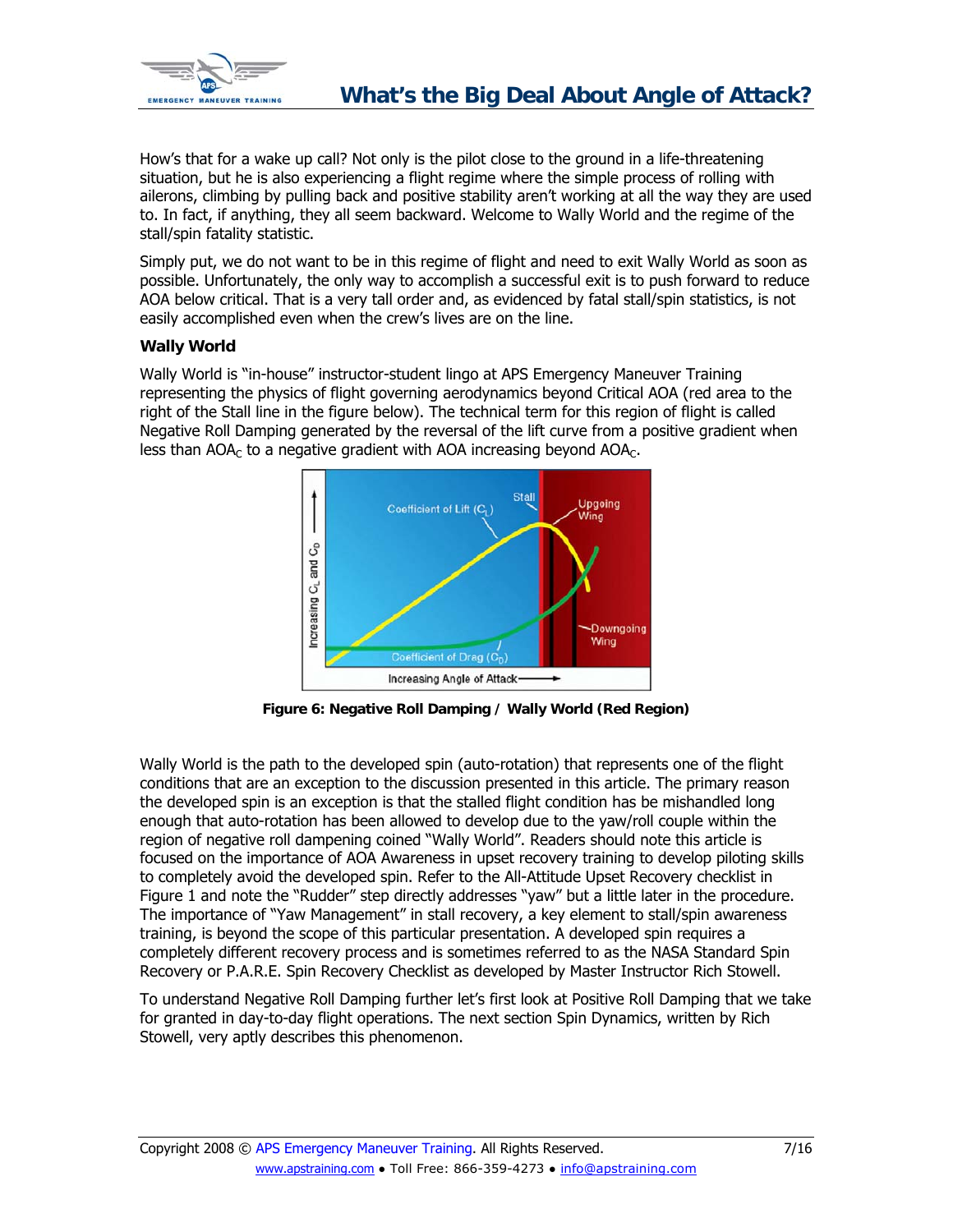How's that for a wake up call? Not only is the pilot close to the ground in a life-threatening situation, but he is also experiencing a flight regime where the simple process of rolling with ailerons, climbing by pulling back and positive stability aren't working at all the way they are used to. In fact, if anything, they all seem backward. Welcome to Wally World and the regime of the stall/spin fatality statistic.

Simply put, we do not want to be in this regime of flight and need to exit Wally World as soon as possible. Unfortunately, the only way to accomplish a successful exit is to push forward to reduce AOA below critical. That is a very tall order and, as evidenced by fatal stall/spin statistics, is not easily accomplished even when the crew's lives are on the line.

**Wally World**

Wally World is "in-house" instructor-student lingo at APS Emergency Maneuver Training representing the physics of flight governing aerodynamics beyond Critical AOA (red area to the right of the Stall line in the figure below). The technical term for this region of flight is called Negative Roll Damping generated by the reversal of the lift curve from a positive gradient when less than $AOA_C$ to a negative gradient with AOA increasing beyond $AOA_C$.

**Figure 6: Negative Roll Damping / Wally World (Red Region)**

Wally World is the path to the developed spin (auto-rotation) that represents one of the flight conditions that are an exception to the discussion presented in this article. The primary reason the developed spin is an exception is that the stalled flight condition has be mishandled long enough that auto-rotation has been allowed to develop due to the yaw/roll couple within the region of negative roll dampening coined "Wally World". Readers should note this article is focused on the importance of AOA Awareness in upset recovery training to develop piloting skills to completely avoid the developed spin. Refer to the All-Attitude Upset Recovery checklist in Figure 1 and note the "Rudder" step directly addresses "yaw" but a little later in the procedure. The importance of "Yaw Management" in stall recovery, a key element to stall/spin awareness training, is beyond the scope of this particular presentation. A developed spin requires a completely different recovery process and is sometimes referred to as the NASA Standard Spin Recovery or P.A.R.E. Spin Recovery Checklist as developed by Master Instructor Rich Stowell.

To understand Negative Roll Damping further let's first look at Positive Roll Damping that we take for granted in day-to-day flight operations. The next section Spin Dynamics, written by Rich Stowell, very aptly describes this phenomenon.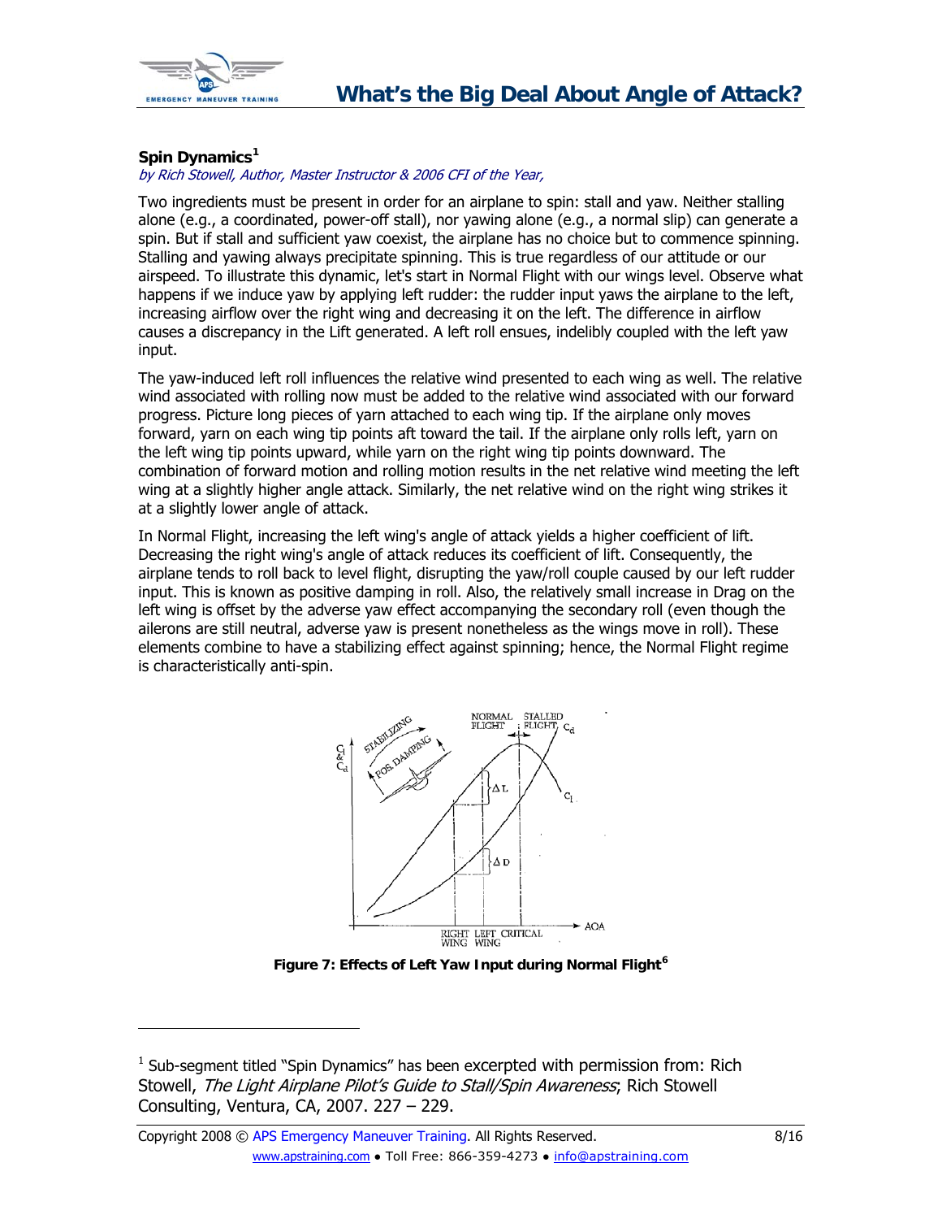### Spin Dynamics[1]

*by Rich Stowell, Author, Master Instructor & 2006 CFI of the Year,*

Two ingredients must be present in order for an airplane to spin: stall and yaw. Neither stalling alone (e.g., a coordinated, power-off stall), nor yawing alone (e.g., a normal slip) can generate a spin. But if stall and sufficient yaw coexist, the airplane has no choice but to commence spinning. Stalling and yawing always precipitate spinning. This is true regardless of our attitude or our airspeed. To illustrate this dynamic, let's start in Normal Flight with our wings level. Observe what happens if we induce yaw by applying left rudder: the rudder input yaws the airplane to the left, increasing airflow over the right wing and decreasing it on the left. The difference in airflow causes a discrepancy in the Lift generated. A left roll ensues, indelibly coupled with the left yaw input.

The yaw-induced left roll influences the relative wind presented to each wing as well. The relative wind associated with rolling now must be added to the relative wind associated with our forward progress. Picture long pieces of yarn attached to each wing tip. If the airplane only moves forward, yarn on each wing tip points aft toward the tail. If the airplane only rolls left, yarn on the left wing tip points upward, while yarn on the right wing tip points downward. The combination of forward motion and rolling motion results in the net relative wind meeting the left wing at a slightly higher angle attack. Similarly, the net relative wind on the right wing strikes it at a slightly lower angle of attack.

In Normal Flight, increasing the left wing's angle of attack yields a higher coefficient of lift. Decreasing the right wing's angle of attack reduces its coefficient of lift. Consequently, the airplane tends to roll back to level flight, disrupting the yaw/roll couple caused by our left rudder input. This is known as positive damping in roll. Also, the relatively small increase in Drag on the left wing is offset by the adverse yaw effect accompanying the secondary roll (even though the ailerons are still neutral, adverse yaw is present nonetheless as the wings move in roll). These elements combine to have a stabilizing effect against spinning; hence, the Normal Flight regime is characteristically anti-spin.

**Figure 7: Effects of Left Yaw Input during Normal Flight[6]**

---

[1] Sub-segment titled "Spin Dynamics" has been excerpted with permission from: Rich Stowell, *The Light Airplane Pilot's Guide to Stall/Spin Awareness*; Rich Stowell Consulting, Ventura, CA, 2007. 227 – 229.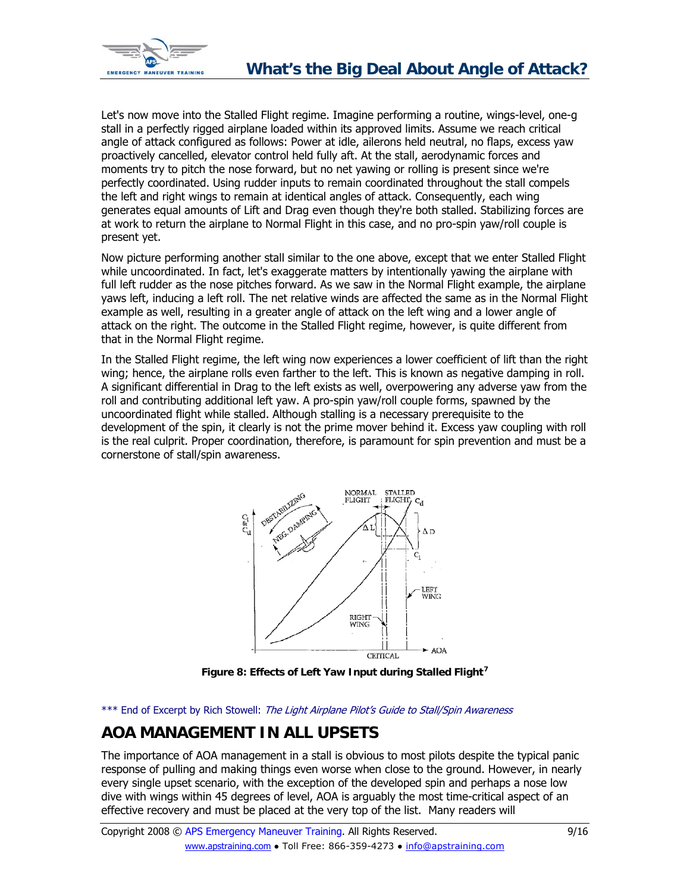Let's now move into the Stalled Flight regime. Imagine performing a routine, wings-level, one-g stall in a perfectly rigged airplane loaded within its approved limits. Assume we reach critical angle of attack configured as follows: Power at idle, ailerons held neutral, no flaps, excess yaw proactively cancelled, elevator control held fully aft. At the stall, aerodynamic forces and moments try to pitch the nose forward, but no net yawing or rolling is present since we're perfectly coordinated. Using rudder inputs to remain coordinated throughout the stall compels the left and right wings to remain at identical angles of attack. Consequently, each wing generates equal amounts of Lift and Drag even though they're both stalled. Stabilizing forces are at work to return the airplane to Normal Flight in this case, and no pro-spin yaw/roll couple is present yet.

Now picture performing another stall similar to the one above, except that we enter Stalled Flight while uncoordinated. In fact, let's exaggerate matters by intentionally yawing the airplane with full left rudder as the nose pitches forward. As we saw in the Normal Flight example, the airplane yaws left, inducing a left roll. The net relative winds are affected the same as in the Normal Flight example as well, resulting in a greater angle of attack on the left wing and a lower angle of attack on the right. The outcome in the Stalled Flight regime, however, is quite different from that in the Normal Flight regime.

In the Stalled Flight regime, the left wing now experiences a lower coefficient of lift than the right wing; hence, the airplane rolls even farther to the left. This is known as negative damping in roll. A significant differential in Drag to the left exists as well, overpowering any adverse yaw from the roll and contributing additional left yaw. A pro-spin yaw/roll couple forms, spawned by the uncoordinated flight while stalled. Although stalling is a necessary prerequisite to the development of the spin, it clearly is not the prime mover behind it. Excess yaw coupling with roll is the real culprit. Proper coordination, therefore, is paramount for spin prevention and must be a cornerstone of stall/spin awareness.

**Figure 8: Effects of Left Yaw Input during Stalled Flight**[7]

\*\*\* End of Excerpt by Rich Stowell: *The Light Airplane Pilot's Guide to Stall/Spin Awareness*

## AOA MANAGEMENT IN ALL UPSETS

The importance of AOA management in a stall is obvious to most pilots despite the typical panic response of pulling and making things even worse when close to the ground. However, in nearly every single upset scenario, with the exception of the developed spin and perhaps a nose low dive with wings within 45 degrees of level, AOA is arguably the most time-critical aspect of an effective recovery and must be placed at the very top of the list. Many readers will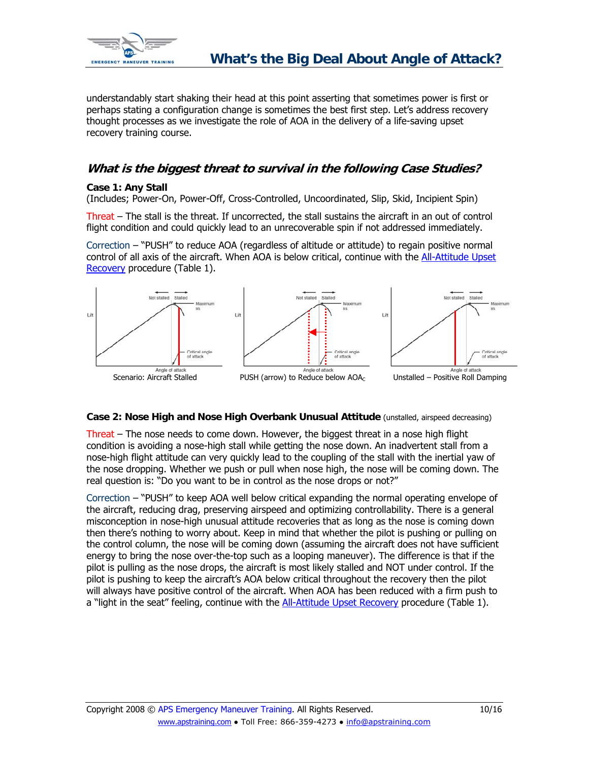understandably start shaking their head at this point asserting that sometimes power is first or perhaps stating a configuration change is sometimes the best first step. Let's address recovery thought processes as we investigate the role of AOA in the delivery of a life-saving upset recovery training course.

## *What is the biggest threat to survival in the following Case Studies?*

**Case 1: Any Stall**
(Includes; Power-On, Power-Off, Cross-Controlled, Uncoordinated, Slip, Skid, Incipient Spin)

Threat – The stall is the threat. If uncorrected, the stall sustains the aircraft in an out of control flight condition and could quickly lead to an unrecoverable spin if not addressed immediately.

Correction – "PUSH" to reduce AOA (regardless of altitude or attitude) to regain positive normal control of all axis of the aircraft. When AOA is below critical, continue with the All-Attitude Upset Recovery procedure (Table 1).

Scenario: Aircraft Stalled

PUSH (arrow) to Reduce below $AOA_C$

Unstalled – Positive Roll Damping

**Case 2: Nose High and Nose High Overbank Unusual Attitude** (unstalled, airspeed decreasing)

Threat – The nose needs to come down. However, the biggest threat in a nose high flight condition is avoiding a nose-high stall while getting the nose down. An inadvertent stall from a nose-high flight attitude can very quickly lead to the coupling of the stall with the inertial yaw of the nose dropping. Whether we push or pull when nose high, the nose will be coming down. The real question is: "Do you want to be in control as the nose drops or not?"

Correction – "PUSH" to keep AOA well below critical expanding the normal operating envelope of the aircraft, reducing drag, preserving airspeed and optimizing controllability. There is a general misconception in nose-high unusual attitude recoveries that as long as the nose is coming down then there's nothing to worry about. Keep in mind that whether the pilot is pushing or pulling on the control column, the nose will be coming down (assuming the aircraft does not have sufficient energy to bring the nose over-the-top such as a looping maneuver). The difference is that if the pilot is pulling as the nose drops, the aircraft is most likely stalled and NOT under control. If the pilot is pushing to keep the aircraft's AOA below critical throughout the recovery then the pilot will always have positive control of the aircraft. When AOA has been reduced with a firm push to a "light in the seat" feeling, continue with the All-Attitude Upset Recovery procedure (Table 1).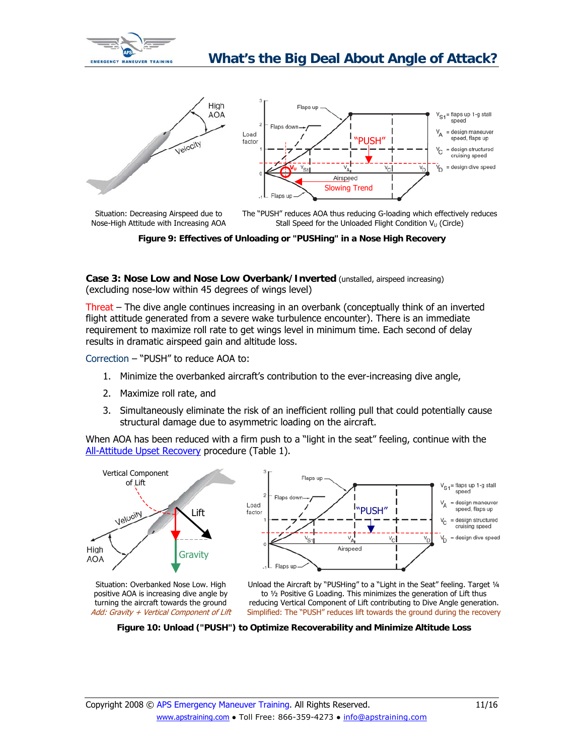Situation: Decreasing Airspeed due to Nose-High Attitude with Increasing AOA

The "PUSH" reduces AOA thus reducing G-loading which effectively reduces Stall Speed for the Unloaded Flight Condition $V_U$ (Circle)

**Figure 9: Effectives of Unloading or "PUSHing" in a Nose High Recovery**

**Case 3: Nose Low and Nose Low Overbank/Inverted** (unstalled, airspeed increasing) (excluding nose-low within 45 degrees of wings level)

Threat – The dive angle continues increasing in an overbank (conceptually think of an inverted flight attitude generated from a severe wake turbulence encounter). There is an immediate requirement to maximize roll rate to get wings level in minimum time. Each second of delay results in dramatic airspeed gain and altitude loss.

Correction – "PUSH" to reduce AOA to:

1. Minimize the overbanked aircraft's contribution to the ever-increasing dive angle,
2. Maximize roll rate, and
3. Simultaneously eliminate the risk of an inefficient rolling pull that could potentially cause structural damage due to asymmetric loading on the aircraft.

When AOA has been reduced with a firm push to a "light in the seat" feeling, continue with the All-Attitude Upset Recovery procedure (Table 1).

Situation: Overbanked Nose Low. High positive AOA is increasing dive angle by turning the aircraft towards the ground
*Add: Gravity + Vertical Component of Lift*

Unload the Aircraft by "PUSHing" to a "Light in the Seat" feeling. Target ¼ to ½ Positive G Loading. This minimizes the generation of Lift thus reducing Vertical Component of Lift contributing to Dive Angle generation.
Simplified: The "PUSH" reduces lift towards the ground during the recovery

**Figure 10: Unload ("PUSH") to Optimize Recoverability and Minimize Altitude Loss**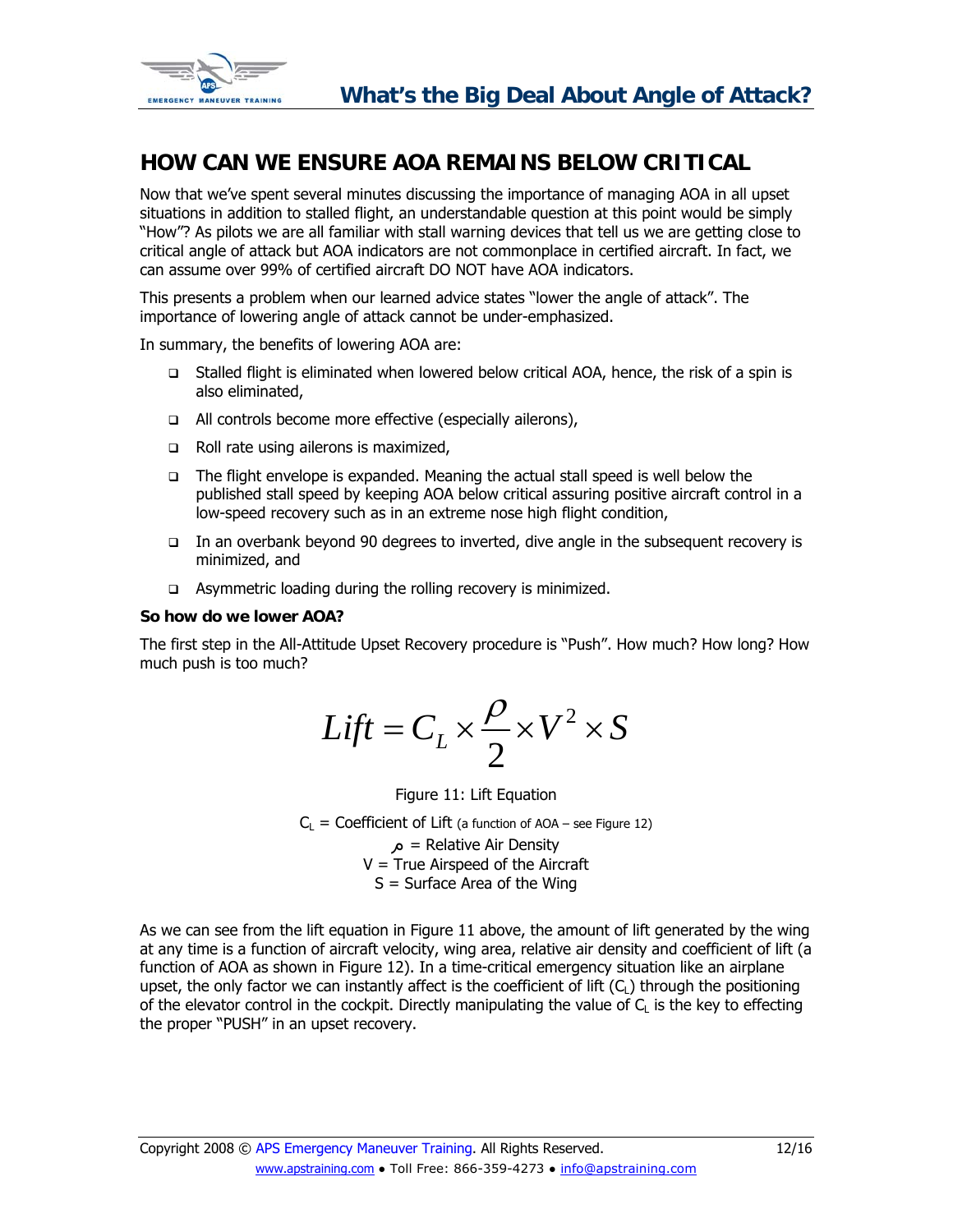## HOW CAN WE ENSURE AOA REMAINS BELOW CRITICAL

Now that we've spent several minutes discussing the importance of managing AOA in all upset situations in addition to stalled flight, an understandable question at this point would be simply "How"? As pilots we are all familiar with stall warning devices that tell us we are getting close to critical angle of attack but AOA indicators are not commonplace in certified aircraft. In fact, we can assume over 99% of certified aircraft DO NOT have AOA indicators.

This presents a problem when our learned advice states "lower the angle of attack". The importance of lowering angle of attack cannot be under-emphasized.

In summary, the benefits of lowering AOA are:

- Stalled flight is eliminated when lowered below critical AOA, hence, the risk of a spin is also eliminated,
- All controls become more effective (especially ailerons),
- Roll rate using ailerons is maximized,
- The flight envelope is expanded. Meaning the actual stall speed is well below the published stall speed by keeping AOA below critical assuring positive aircraft control in a low-speed recovery such as in an extreme nose high flight condition,
- In an overbank beyond 90 degrees to inverted, dive angle in the subsequent recovery is minimized, and
- Asymmetric loading during the rolling recovery is minimized.

**So how do we lower AOA?**

The first step in the All-Attitude Upset Recovery procedure is "Push". How much? How long? How much push is too much?

$$Lift = C_L \times \frac{\rho}{2} \times V^2 \times S$$

Figure 11: Lift Equation

$C_L$ = Coefficient of Lift (a function of AOA – see Figure 12)

$\rho$ = Relative Air Density

V = True Airspeed of the Aircraft

S = Surface Area of the Wing

As we can see from the lift equation in Figure 11 above, the amount of lift generated by the wing at any time is a function of aircraft velocity, wing area, relative air density and coefficient of lift (a function of AOA as shown in Figure 12). In a time-critical emergency situation like an airplane upset, the only factor we can instantly affect is the coefficient of lift ($C_L$) through the positioning of the elevator control in the cockpit. Directly manipulating the value of $C_L$ is the key to effecting the proper "PUSH" in an upset recovery.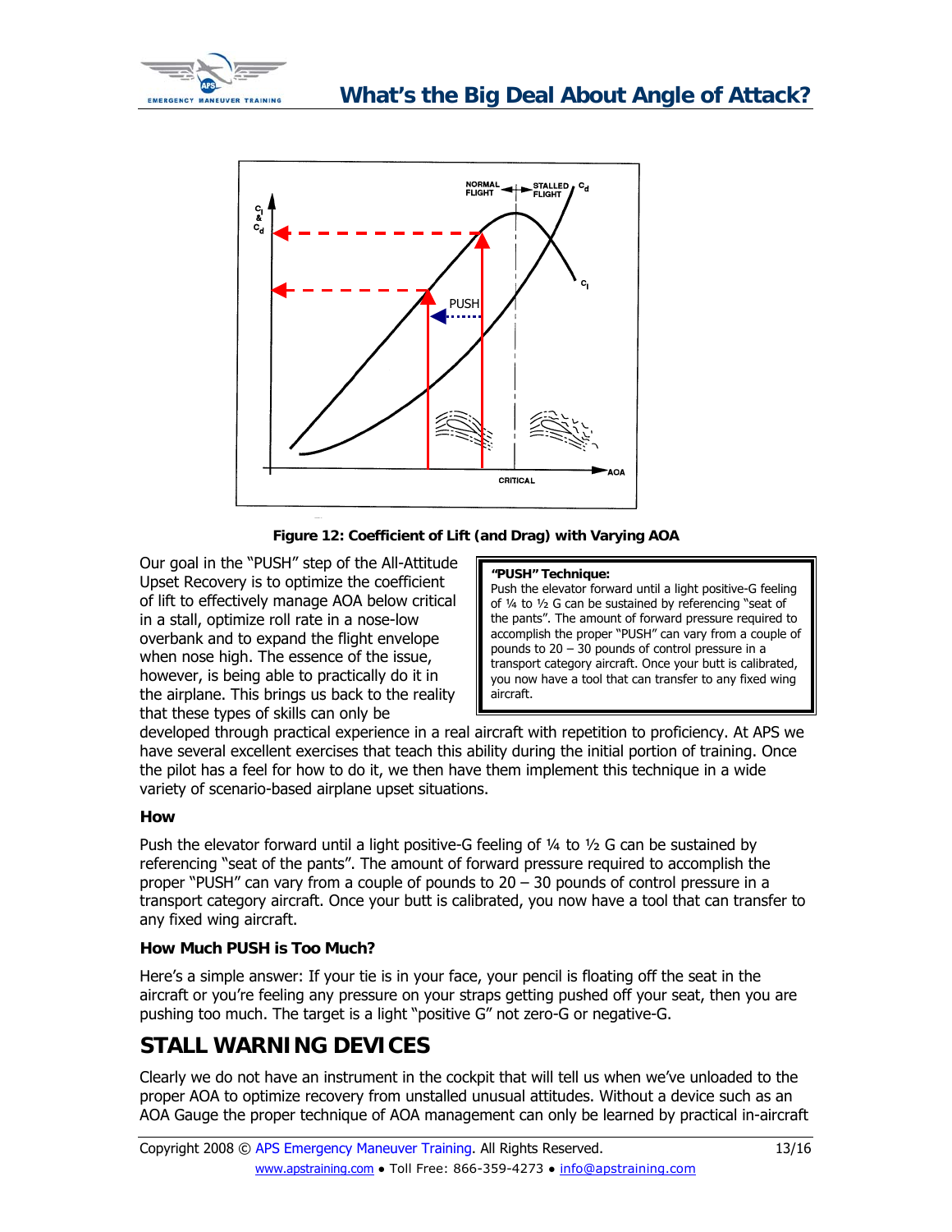Figure 12: Coefficient of Lift (and Drag) with Varying AOA

Our goal in the "PUSH" step of the All-Attitude Upset Recovery is to optimize the coefficient of lift to effectively manage AOA below critical in a stall, optimize roll rate in a nose-low overbank and to expand the flight envelope when nose high. The essence of the issue, however, is being able to practically do it in the airplane. This brings us back to the reality that these types of skills can only be developed through practical experience in a real aircraft with repetition to proficiency. At APS we have several excellent exercises that teach this ability during the initial portion of training. Once the pilot has a feel for how to do it, we then have them implement this technique in a wide variety of scenario-based airplane upset situations.

> **"PUSH" Technique:**
> Push the elevator forward until a light positive-G feeling of ¼ to ½ G can be sustained by referencing "seat of the pants". The amount of forward pressure required to accomplish the proper "PUSH" can vary from a couple of pounds to 20 – 30 pounds of control pressure in a transport category aircraft. Once your butt is calibrated, you now have a tool that can transfer to any fixed wing aircraft.

### How

Push the elevator forward until a light positive-G feeling of ¼ to ½ G can be sustained by referencing "seat of the pants". The amount of forward pressure required to accomplish the proper "PUSH" can vary from a couple of pounds to 20 – 30 pounds of control pressure in a transport category aircraft. Once your butt is calibrated, you now have a tool that can transfer to any fixed wing aircraft.

### How Much PUSH is Too Much?

Here's a simple answer: If your tie is in your face, your pencil is floating off the seat in the aircraft or you're feeling any pressure on your straps getting pushed off your seat, then you are pushing too much. The target is a light "positive G" not zero-G or negative-G.

## STALL WARNING DEVICES

Clearly we do not have an instrument in the cockpit that will tell us when we've unloaded to the proper AOA to optimize recovery from unstalled unusual attitudes. Without a device such as an AOA Gauge the proper technique of AOA management can only be learned by practical in-aircraft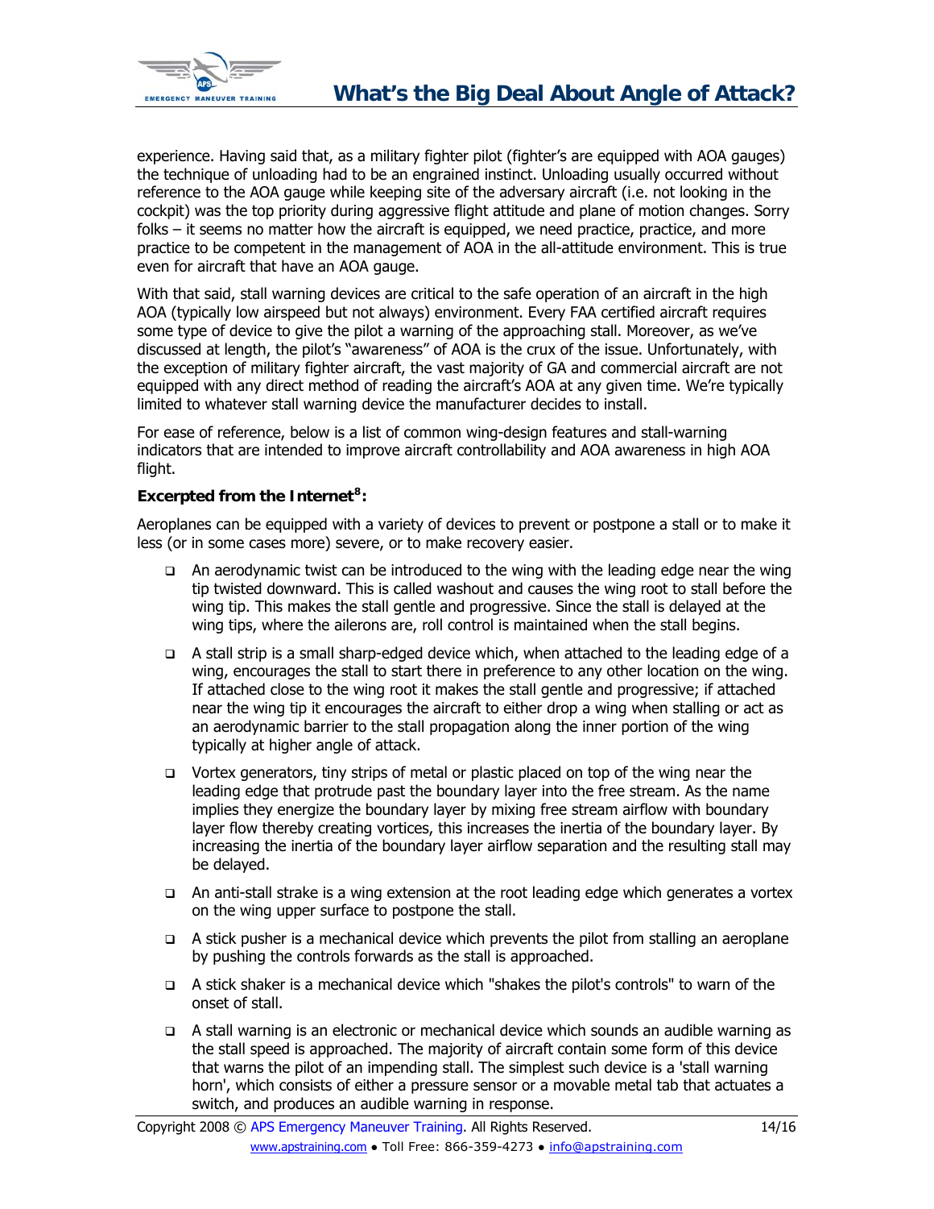experience. Having said that, as a military fighter pilot (fighter's are equipped with AOA gauges) the technique of unloading had to be an engrained instinct. Unloading usually occurred without reference to the AOA gauge while keeping site of the adversary aircraft (i.e. not looking in the cockpit) was the top priority during aggressive flight attitude and plane of motion changes. Sorry folks – it seems no matter how the aircraft is equipped, we need practice, practice, and more practice to be competent in the management of AOA in the all-attitude environment. This is true even for aircraft that have an AOA gauge.

With that said, stall warning devices are critical to the safe operation of an aircraft in the high AOA (typically low airspeed but not always) environment. Every FAA certified aircraft requires some type of device to give the pilot a warning of the approaching stall. Moreover, as we've discussed at length, the pilot's "awareness" of AOA is the crux of the issue. Unfortunately, with the exception of military fighter aircraft, the vast majority of GA and commercial aircraft are not equipped with any direct method of reading the aircraft's AOA at any given time. We're typically limited to whatever stall warning device the manufacturer decides to install.

For ease of reference, below is a list of common wing-design features and stall-warning indicators that are intended to improve aircraft controllability and AOA awareness in high AOA flight.

**Excerpted from the Internet[8]:**

Aeroplanes can be equipped with a variety of devices to prevent or postpone a stall or to make it less (or in some cases more) severe, or to make recovery easier.

- An aerodynamic twist can be introduced to the wing with the leading edge near the wing tip twisted downward. This is called washout and causes the wing root to stall before the wing tip. This makes the stall gentle and progressive. Since the stall is delayed at the wing tips, where the ailerons are, roll control is maintained when the stall begins.
- A stall strip is a small sharp-edged device which, when attached to the leading edge of a wing, encourages the stall to start there in preference to any other location on the wing. If attached close to the wing root it makes the stall gentle and progressive; if attached near the wing tip it encourages the aircraft to either drop a wing when stalling or act as an aerodynamic barrier to the stall propagation along the inner portion of the wing typically at higher angle of attack.
- Vortex generators, tiny strips of metal or plastic placed on top of the wing near the leading edge that protrude past the boundary layer into the free stream. As the name implies they energize the boundary layer by mixing free stream airflow with boundary layer flow thereby creating vortices, this increases the inertia of the boundary layer. By increasing the inertia of the boundary layer airflow separation and the resulting stall may be delayed.
- An anti-stall strake is a wing extension at the root leading edge which generates a vortex on the wing upper surface to postpone the stall.
- A stick pusher is a mechanical device which prevents the pilot from stalling an aeroplane by pushing the controls forwards as the stall is approached.
- A stick shaker is a mechanical device which "shakes the pilot's controls" to warn of the onset of stall.
- A stall warning is an electronic or mechanical device which sounds an audible warning as the stall speed is approached. The majority of aircraft contain some form of this device that warns the pilot of an impending stall. The simplest such device is a 'stall warning horn', which consists of either a pressure sensor or a movable metal tab that actuates a switch, and produces an audible warning in response.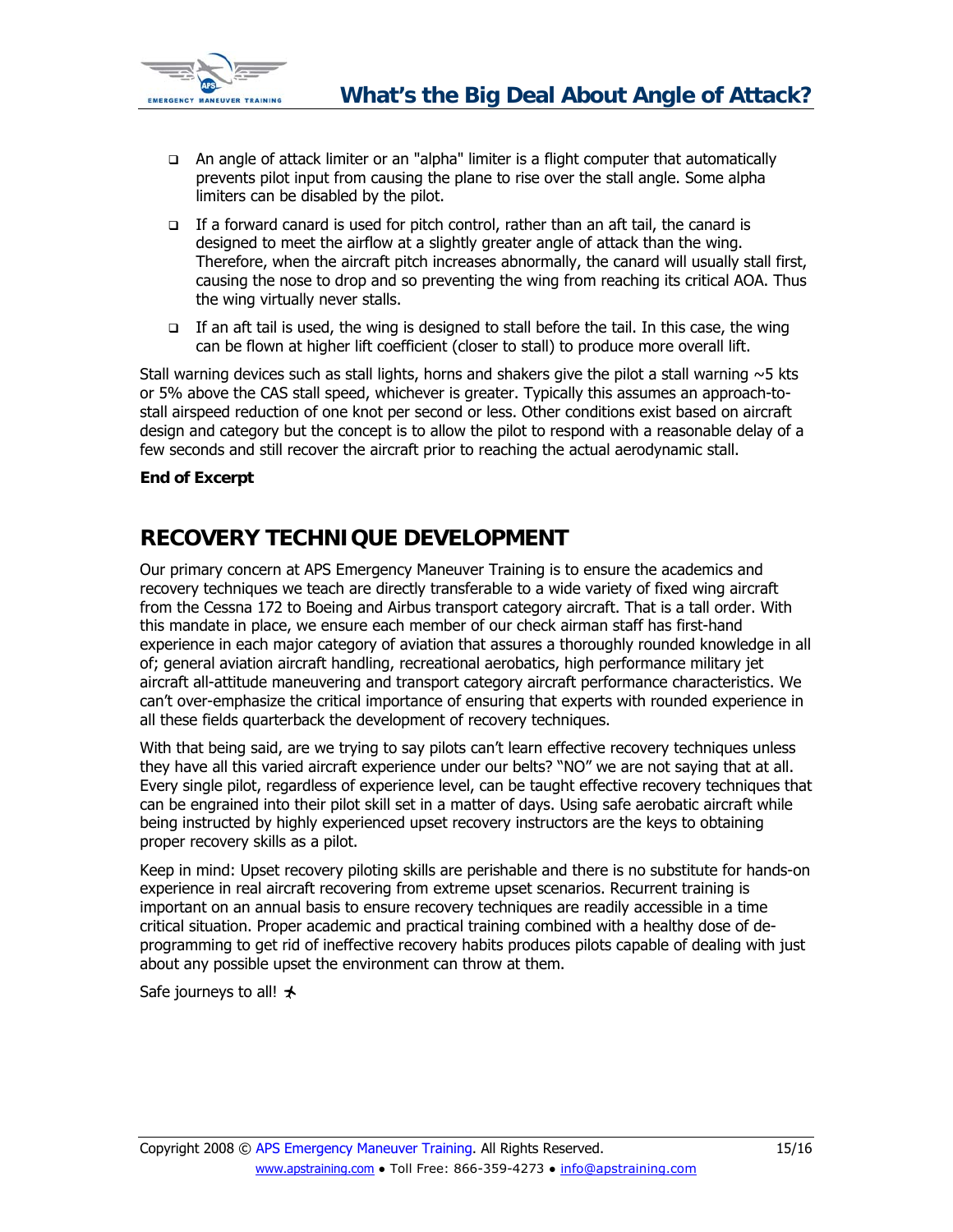- An angle of attack limiter or an "alpha" limiter is a flight computer that automatically prevents pilot input from causing the plane to rise over the stall angle. Some alpha limiters can be disabled by the pilot.
- If a forward canard is used for pitch control, rather than an aft tail, the canard is designed to meet the airflow at a slightly greater angle of attack than the wing. Therefore, when the aircraft pitch increases abnormally, the canard will usually stall first, causing the nose to drop and so preventing the wing from reaching its critical AOA. Thus the wing virtually never stalls.
- If an aft tail is used, the wing is designed to stall before the tail. In this case, the wing can be flown at higher lift coefficient (closer to stall) to produce more overall lift.

Stall warning devices such as stall lights, horns and shakers give the pilot a stall warning ~5 kts or 5% above the CAS stall speed, whichever is greater. Typically this assumes an approach-to-stall airspeed reduction of one knot per second or less. Other conditions exist based on aircraft design and category but the concept is to allow the pilot to respond with a reasonable delay of a few seconds and still recover the aircraft prior to reaching the actual aerodynamic stall.

**End of Excerpt**

## RECOVERY TECHNIQUE DEVELOPMENT

Our primary concern at APS Emergency Maneuver Training is to ensure the academics and recovery techniques we teach are directly transferable to a wide variety of fixed wing aircraft from the Cessna 172 to Boeing and Airbus transport category aircraft. That is a tall order. With this mandate in place, we ensure each member of our check airman staff has first-hand experience in each major category of aviation that assures a thoroughly rounded knowledge in all of; general aviation aircraft handling, recreational aerobatics, high performance military jet aircraft all-attitude maneuvering and transport category aircraft performance characteristics. We can't over-emphasize the critical importance of ensuring that experts with rounded experience in all these fields quarterback the development of recovery techniques.

With that being said, are we trying to say pilots can't learn effective recovery techniques unless they have all this varied aircraft experience under our belts? "NO" we are not saying that at all. Every single pilot, regardless of experience level, can be taught effective recovery techniques that can be engrained into their pilot skill set in a matter of days. Using safe aerobatic aircraft while being instructed by highly experienced upset recovery instructors are the keys to obtaining proper recovery skills as a pilot.

Keep in mind: Upset recovery piloting skills are perishable and there is no substitute for hands-on experience in real aircraft recovering from extreme upset scenarios. Recurrent training is important on an annual basis to ensure recovery techniques are readily accessible in a time critical situation. Proper academic and practical training combined with a healthy dose of de-programming to get rid of ineffective recovery habits produces pilots capable of dealing with just about any possible upset the environment can throw at them.

Safe journeys to all! ✈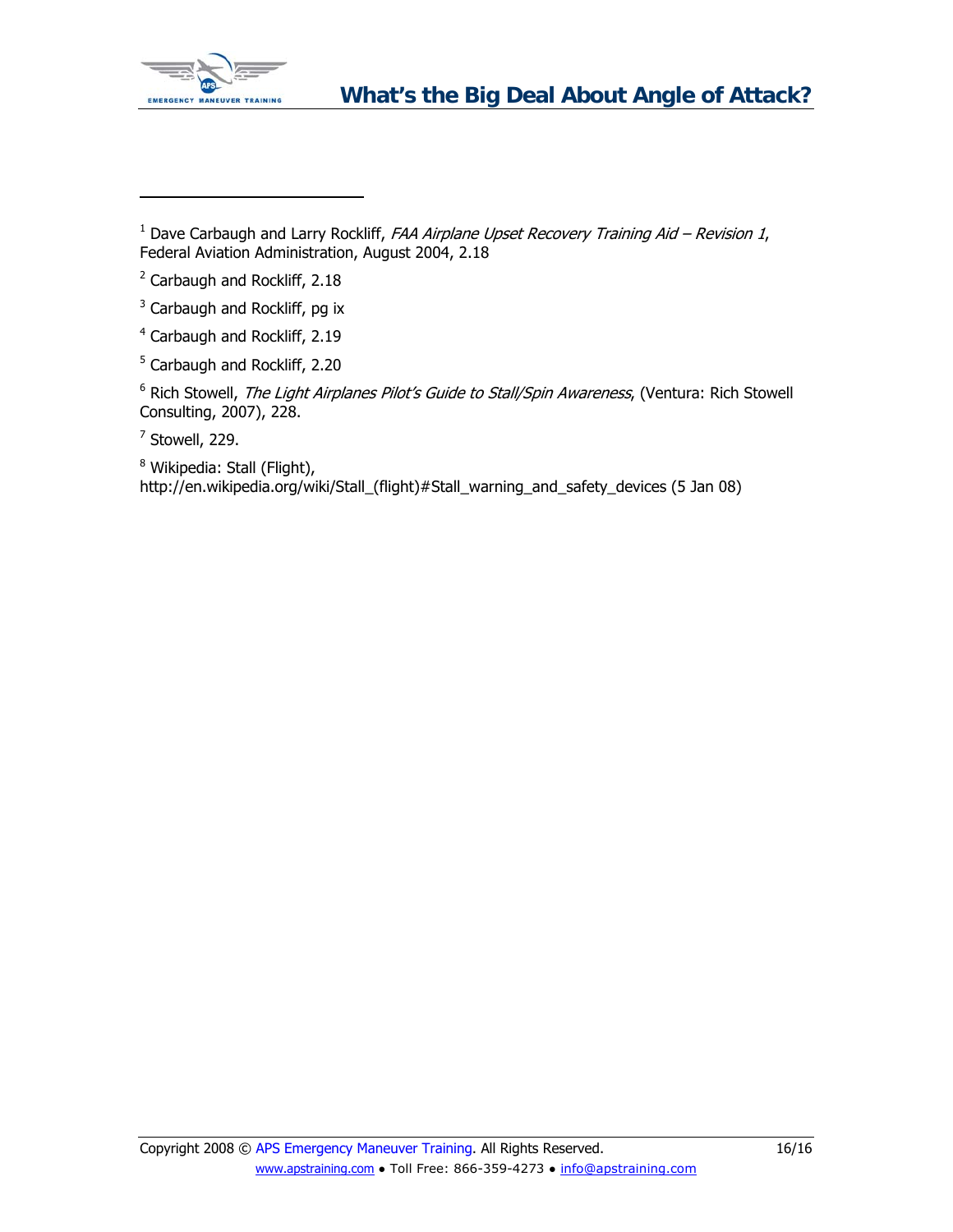[1] Dave Carbaugh and Larry Rockliff, *FAA Airplane Upset Recovery Training Aid – Revision 1*, Federal Aviation Administration, August 2004, 2.18

[2] Carbaugh and Rockliff, 2.18

[3] Carbaugh and Rockliff, pg ix

[4] Carbaugh and Rockliff, 2.19

[5] Carbaugh and Rockliff, 2.20

[6] Rich Stowell, *The Light Airplanes Pilot's Guide to Stall/Spin Awareness*, (Ventura: Rich Stowell Consulting, 2007), 228.

[7] Stowell, 229.

[8] Wikipedia: Stall (Flight), http://en.wikipedia.org/wiki/Stall_(flight)#Stall_warning_and_safety_devices (5 Jan 08)